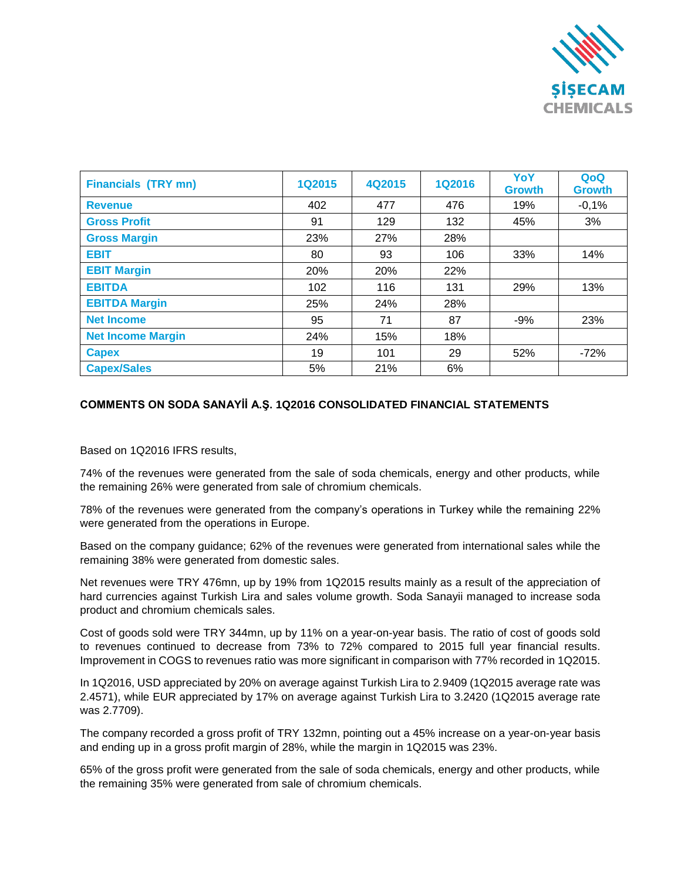| Financials (TRY mn) | 1Q2015 | 4Q2015 | 1Q2016 | YoY Growth | QoQ Growth |
|---|---|---|---|---|---|
| Revenue | 402 | 477 | 476 | 19% | -0,1% |
| Gross Profit | 91 | 129 | 132 | 45% | 3% |
| Gross Margin | 23% | 27% | 28% | | |
| EBIT | 80 | 93 | 106 | 33% | 14% |
| EBIT Margin | 20% | 20% | 22% | | |
| EBITDA | 102 | 116 | 131 | 29% | 13% |
| EBITDA Margin | 25% | 24% | 28% | | |
| Net Income | 95 | 71 | 87 | -9% | 23% |
| Net Income Margin | 24% | 15% | 18% | | |
| Capex | 19 | 101 | 29 | 52% | -72% |
| Capex/Sales | 5% | 21% | 6% | | |

**COMMENTS ON SODA SANAYİİ A.Ş. 1Q2016 CONSOLIDATED FINANCIAL STATEMENTS**

Based on 1Q2016 IFRS results,

74% of the revenues were generated from the sale of soda chemicals, energy and other products, while the remaining 26% were generated from sale of chromium chemicals.

78% of the revenues were generated from the company's operations in Turkey while the remaining 22% were generated from the operations in Europe.

Based on the company guidance; 62% of the revenues were generated from international sales while the remaining 38% were generated from domestic sales.

Net revenues were TRY 476mn, up by 19% from 1Q2015 results mainly as a result of the appreciation of hard currencies against Turkish Lira and sales volume growth. Soda Sanayii managed to increase soda product and chromium chemicals sales.

Cost of goods sold were TRY 344mn, up by 11% on a year-on-year basis. The ratio of cost of goods sold to revenues continued to decrease from 73% to 72% compared to 2015 full year financial results. Improvement in COGS to revenues ratio was more significant in comparison with 77% recorded in 1Q2015.

In 1Q2016, USD appreciated by 20% on average against Turkish Lira to 2.9409 (1Q2015 average rate was 2.4571), while EUR appreciated by 17% on average against Turkish Lira to 3.2420 (1Q2015 average rate was 2.7709).

The company recorded a gross profit of TRY 132mn, pointing out a 45% increase on a year-on-year basis and ending up in a gross profit margin of 28%, while the margin in 1Q2015 was 23%.

65% of the gross profit were generated from the sale of soda chemicals, energy and other products, while the remaining 35% were generated from sale of chromium chemicals.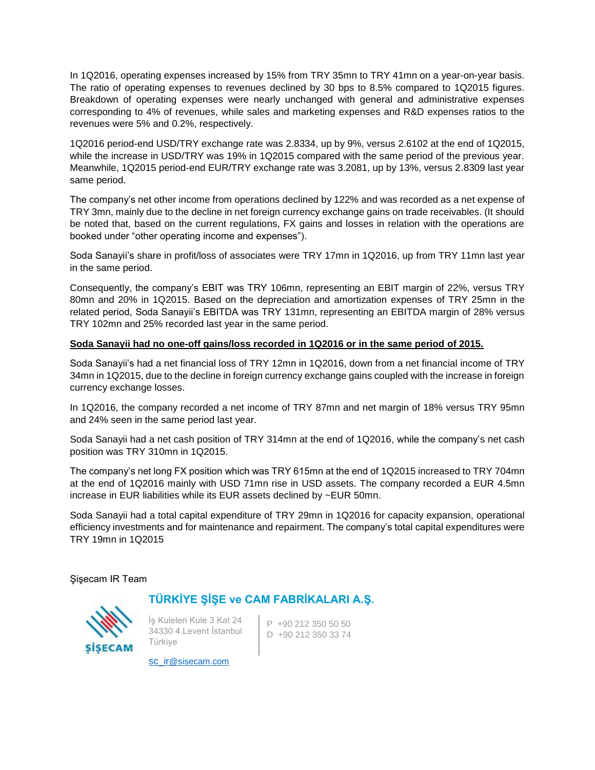In 1Q2016, operating expenses increased by 15% from TRY 35mn to TRY 41mn on a year-on-year basis. The ratio of operating expenses to revenues declined by 30 bps to 8.5% compared to 1Q2015 figures. Breakdown of operating expenses were nearly unchanged with general and administrative expenses corresponding to 4% of revenues, while sales and marketing expenses and R&D expenses ratios to the revenues were 5% and 0.2%, respectively.

1Q2016 period-end USD/TRY exchange rate was 2.8334, up by 9%, versus 2.6102 at the end of 1Q2015, while the increase in USD/TRY was 19% in 1Q2015 compared with the same period of the previous year. Meanwhile, 1Q2015 period-end EUR/TRY exchange rate was 3.2081, up by 13%, versus 2.8309 last year same period.

The company's net other income from operations declined by 122% and was recorded as a net expense of TRY 3mn, mainly due to the decline in net foreign currency exchange gains on trade receivables. (It should be noted that, based on the current regulations, FX gains and losses in relation with the operations are booked under "other operating income and expenses").

Soda Sanayii's share in profit/loss of associates were TRY 17mn in 1Q2016, up from TRY 11mn last year in the same period.

Consequently, the company's EBIT was TRY 106mn, representing an EBIT margin of 22%, versus TRY 80mn and 20% in 1Q2015. Based on the depreciation and amortization expenses of TRY 25mn in the related period, Soda Sanayii's EBITDA was TRY 131mn, representing an EBITDA margin of 28% versus TRY 102mn and 25% recorded last year in the same period.

**Soda Sanayii had no one-off gains/loss recorded in 1Q2016 or in the same period of 2015.**

Soda Sanayii's had a net financial loss of TRY 12mn in 1Q2016, down from a net financial income of TRY 34mn in 1Q2015, due to the decline in foreign currency exchange gains coupled with the increase in foreign currency exchange losses.

In 1Q2016, the company recorded a net income of TRY 87mn and net margin of 18% versus TRY 95mn and 24% seen in the same period last year.

Soda Sanayii had a net cash position of TRY 314mn at the end of 1Q2016, while the company's net cash position was TRY 310mn in 1Q2015.

The company's net long FX position which was TRY 615mn at the end of 1Q2015 increased to TRY 704mn at the end of 1Q2016 mainly with USD 71mn rise in USD assets. The company recorded a EUR 4.5mn increase in EUR liabilities while its EUR assets declined by ~EUR 50mn.

Soda Sanayii had a total capital expenditure of TRY 29mn in 1Q2016 for capacity expansion, operational efficiency investments and for maintenance and repairment. The company's total capital expenditures were TRY 19mn in 1Q2015

Şişecam IR Team

**TÜRKİYE ŞİŞE ve CAM FABRİKALARI A.Ş.**

ŞİŞECAM

İş Kuleleri Kule 3 Kat 24
34330 4.Levent İstanbul
Türkiye

P +90 212 350 50 50
D +90 212 350 33 74

sc_ir@sisecam.com